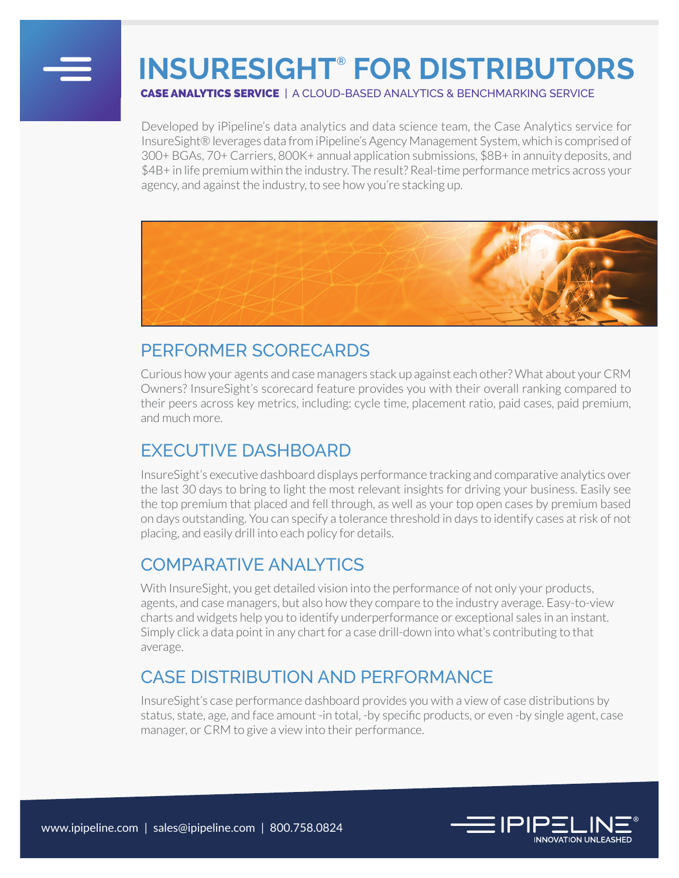# INSURESIGHT® FOR DISTRIBUTORS

**CASE ANALYTICS SERVICE** | A CLOUD-BASED ANALYTICS & BENCHMARKING SERVICE

Developed by iPipeline's data analytics and data science team, the Case Analytics service for InsureSight® leverages data from iPipeline's Agency Management System, which is comprised of 300+ BGAs, 70+ Carriers, 800K+ annual application submissions, $8B+ in annuity deposits, and $4B+ in life premium within the industry. The result? Real-time performance metrics across your agency, and against the industry, to see how you're stacking up.

## PERFORMER SCORECARDS

Curious how your agents and case managers stack up against each other? What about your CRM Owners? InsureSight's scorecard feature provides you with their overall ranking compared to their peers across key metrics, including: cycle time, placement ratio, paid cases, paid premium, and much more.

## EXECUTIVE DASHBOARD

InsureSight's executive dashboard displays performance tracking and comparative analytics over the last 30 days to bring to light the most relevant insights for driving your business. Easily see the top premium that placed and fell through, as well as your top open cases by premium based on days outstanding. You can specify a tolerance threshold in days to identify cases at risk of not placing, and easily drill into each policy for details.

## COMPARATIVE ANALYTICS

With InsureSight, you get detailed vision into the performance of not only your products, agents, and case managers, but also how they compare to the industry average. Easy-to-view charts and widgets help you to identify underperformance or exceptional sales in an instant. Simply click a data point in any chart for a case drill-down into what's contributing to that average.

## CASE DISTRIBUTION AND PERFORMANCE

InsureSight's case performance dashboard provides you with a view of case distributions by status, state, age, and face amount -in total, -by specific products, or even -by single agent, case manager, or CRM to give a view into their performance.

www.ipipeline.com | sales@ipipeline.com | 800.758.0824

IPIPELINE® INNOVATION UNLEASHED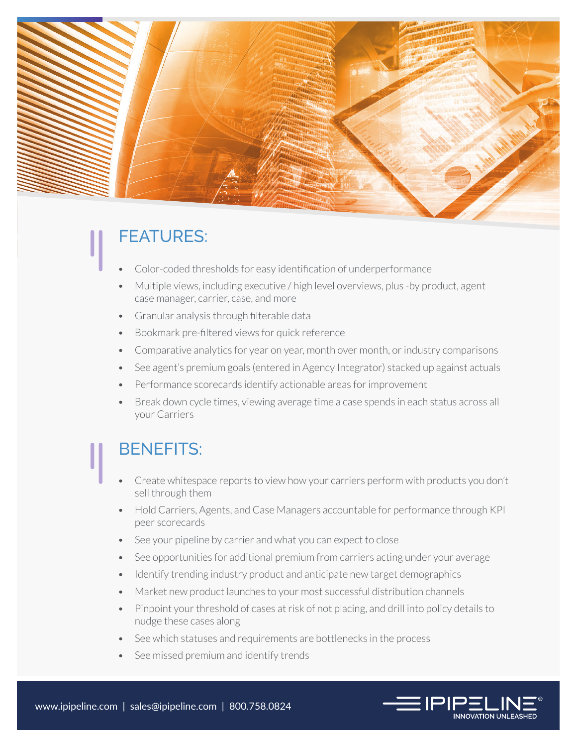## FEATURES:

- Color-coded thresholds for easy identification of underperformance
- Multiple views, including executive / high level overviews, plus -by product, agent case manager, carrier, case, and more
- Granular analysis through filterable data
- Bookmark pre-filtered views for quick reference
- Comparative analytics for year on year, month over month, or industry comparisons
- See agent's premium goals (entered in Agency Integrator) stacked up against actuals
- Performance scorecards identify actionable areas for improvement
- Break down cycle times, viewing average time a case spends in each status across all your Carriers

## BENEFITS:

- Create whitespace reports to view how your carriers perform with products you don't sell through them
- Hold Carriers, Agents, and Case Managers accountable for performance through KPI peer scorecards
- See your pipeline by carrier and what you can expect to close
- See opportunities for additional premium from carriers acting under your average
- Identify trending industry product and anticipate new target demographics
- Market new product launches to your most successful distribution channels
- Pinpoint your threshold of cases at risk of not placing, and drill into policy details to nudge these cases along
- See which statuses and requirements are bottlenecks in the process
- See missed premium and identify trends

www.ipipeline.com | sales@ipipeline.com | 800.758.0824

IPIPELINE® INNOVATION UNLEASHED